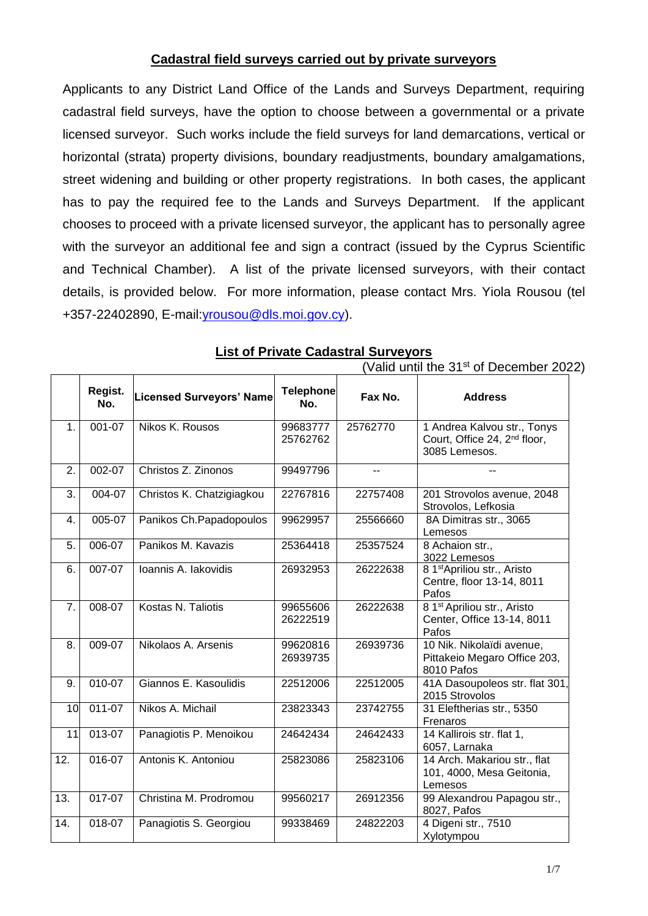## Cadastral field surveys carried out by private surveyors

Applicants to any District Land Office of the Lands and Surveys Department, requiring cadastral field surveys, have the option to choose between a governmental or a private licensed surveyor. Such works include the field surveys for land demarcations, vertical or horizontal (strata) property divisions, boundary readjustments, boundary amalgamations, street widening and building or other property registrations. In both cases, the applicant has to pay the required fee to the Lands and Surveys Department. If the applicant chooses to proceed with a private licensed surveyor, the applicant has to personally agree with the surveyor an additional fee and sign a contract (issued by the Cyprus Scientific and Technical Chamber). A list of the private licensed surveyors, with their contact details, is provided below. For more information, please contact Mrs. Yiola Rousou (tel +357-22402890, E-mail:yrousou@dls.moi.gov.cy).

### List of Private Cadastral Surveyors

(Valid until the 31st of December 2022)

| | Regist. No. | Licensed Surveyors' Name | Telephone No. | Fax No. | Address |
|---|---|---|---|---|---|
| 1. | 001-07 | Nikos K. Rousos | 99683777 25762762 | 25762770 | 1 Andrea Kalvou str., Tonys Court, Office 24, 2nd floor, 3085 Lemesos. |
| 2. | 002-07 | Christos Z. Zinonos | 99497796 | -- | -- |
| 3. | 004-07 | Christos K. Chatzigiagkou | 22767816 | 22757408 | 201 Strovolos avenue, 2048 Strovolos, Lefkosia |
| 4. | 005-07 | Panikos Ch.Papadopoulos | 99629957 | 25566660 | 8A Dimitras str., 3065 Lemesos |
| 5. | 006-07 | Panikos M. Kavazis | 25364418 | 25357524 | 8 Achaion str., 3022 Lemesos |
| 6. | 007-07 | Ioannis A. Iakovidis | 26932953 | 26222638 | 8 1st Apriliou str., Aristo Centre, floor 13-14, 8011 Pafos |
| 7. | 008-07 | Kostas N. Taliotis | 99655606 26222519 | 26222638 | 8 1st Apriliou str., Aristo Center, Office 13-14, 8011 Pafos |
| 8. | 009-07 | Nikolaos A. Arsenis | 99620816 26939735 | 26939736 | 10 Nik. Nikolaïdi avenue, Pittakeio Megaro Office 203, 8010 Pafos |
| 9. | 010-07 | Giannos E. Kasoulidis | 22512006 | 22512005 | 41A Dasoupoleos str. flat 301, 2015 Strovolos |
| 10 | 011-07 | Nikos A. Michail | 23823343 | 23742755 | 31 Eleftherias str., 5350 Frenaros |
| 11 | 013-07 | Panagiotis P. Menoikou | 24642434 | 24642433 | 14 Kallirois str. flat 1, 6057, Larnaka |
| 12. | 016-07 | Antonis K. Antoniou | 25823086 | 25823106 | 14 Arch. Makariou str., flat 101, 4000, Mesa Geitonia, Lemesos |
| 13. | 017-07 | Christina M. Prodromou | 99560217 | 26912356 | 99 Alexandrou Papagou str., 8027, Pafos |
| 14. | 018-07 | Panagiotis S. Georgiou | 99338469 | 24822203 | 4 Digeni str., 7510 Xylotympou |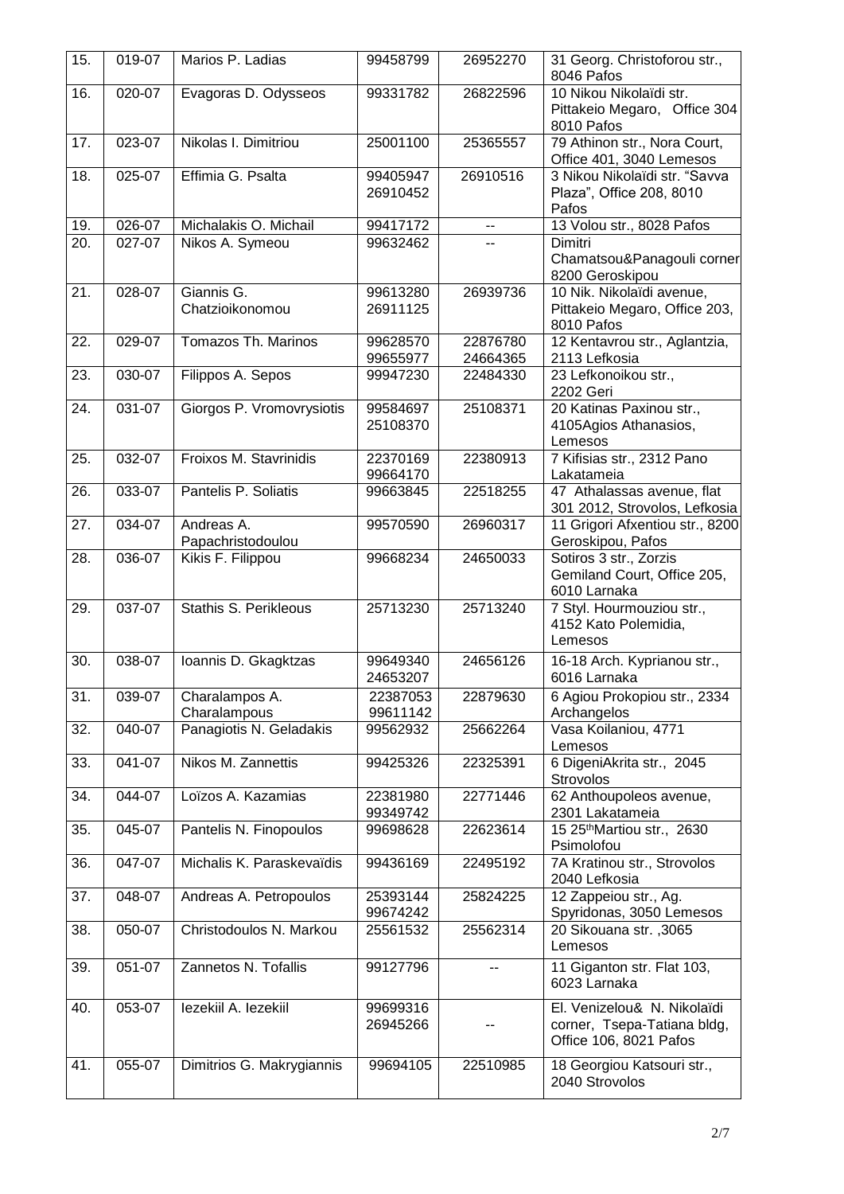| 15. | 019-07 | Marios P. Ladias | 99458799 | 26952270 | 31 Georg. Christoforou str., 8046 Pafos |
|---|---|---|---|---|---|
| 16. | 020-07 | Evagoras D. Odysseos | 99331782 | 26822596 | 10 Nikou Nikolaïdi str. Pittakeio Megaro, Office 304 8010 Pafos |
| 17. | 023-07 | Nikolas I. Dimitriou | 25001100 | 25365557 | 79 Athinon str., Nora Court, Office 401, 3040 Lemesos |
| 18. | 025-07 | Effimia G. Psalta | 99405947 26910452 | 26910516 | 3 Nikou Nikolaïdi str. "Savva Plaza", Office 208, 8010 Pafos |
| 19. | 026-07 | Michalakis O. Michail | 99417172 | -- | 13 Volou str., 8028 Pafos |
| 20. | 027-07 | Nikos A. Symeou | 99632462 | -- | Dimitri Chamatsou&Panagouli corner 8200 Geroskipou |
| 21. | 028-07 | Giannis G. Chatzioikonomou | 99613280 26911125 | 26939736 | 10 Nik. Nikolaïdi avenue, Pittakeio Megaro, Office 203, 8010 Pafos |
| 22. | 029-07 | Tomazos Th. Marinos | 99628570 99655977 | 22876780 24664365 | 12 Kentavrou str., Aglantzia, 2113 Lefkosia |
| 23. | 030-07 | Filippos A. Sepos | 99947230 | 22484330 | 23 Lefkonoikou str., 2202 Geri |
| 24. | 031-07 | Giorgos P. Vromovrysiotis | 99584697 25108370 | 25108371 | 20 Katinas Paxinou str., 4105Agios Athanasios, Lemesos |
| 25. | 032-07 | Froixos M. Stavrinidis | 22370169 99664170 | 22380913 | 7 Kifisias str., 2312 Pano Lakatameia |
| 26. | 033-07 | Pantelis P. Soliatis | 99663845 | 22518255 | 47 Athalassas avenue, flat 301 2012, Strovolos, Lefkosia |
| 27. | 034-07 | Andreas A. Papachristodoulou | 99570590 | 26960317 | 11 Grigori Afxentiou str., 8200 Geroskipou, Pafos |
| 28. | 036-07 | Kikis F. Filippou | 99668234 | 24650033 | Sotiros 3 str., Zorzis Gemiland Court, Office 205, 6010 Larnaka |
| 29. | 037-07 | Stathis S. Perikleous | 25713230 | 25713240 | 7 Styl. Hourmouziou str., 4152 Kato Polemidia, Lemesos |
| 30. | 038-07 | Ioannis D. Gkagktzas | 99649340 24653207 | 24656126 | 16-18 Arch. Kyprianou str., 6016 Larnaka |
| 31. | 039-07 | Charalampos A. Charalampous | 22387053 99611142 | 22879630 | 6 Agiou Prokopiou str., 2334 Archangelos |
| 32. | 040-07 | Panagiotis N. Geladakis | 99562932 | 25662264 | Vasa Koilaniou, 4771 Lemesos |
| 33. | 041-07 | Nikos M. Zannettis | 99425326 | 22325391 | 6 DigeniAkrita str., 2045 Strovolos |
| 34. | 044-07 | Loïzos A. Kazamias | 22381980 99349742 | 22771446 | 62 Anthoupoleos avenue, 2301 Lakatameia |
| 35. | 045-07 | Pantelis N. Finopoulos | 99698628 | 22623614 | 15 25thMartiou str., 2630 Psimolofou |
| 36. | 047-07 | Michalis K. Paraskevaïdis | 99436169 | 22495192 | 7A Kratinou str., Strovolos 2040 Lefkosia |
| 37. | 048-07 | Andreas A. Petropoulos | 25393144 99674242 | 25824225 | 12 Zappeiou str., Ag. Spyridonas, 3050 Lemesos |
| 38. | 050-07 | Christodoulos N. Markou | 25561532 | 25562314 | 20 Sikouana str. ,3065 Lemesos |
| 39. | 051-07 | Zannetos N. Tofallis | 99127796 | -- | 11 Giganton str. Flat 103, 6023 Larnaka |
| 40. | 053-07 | Iezekiil A. Iezekiil | 99699316 26945266 | -- | El. Venizelou& N. Nikolaïdi corner, Tsepa-Tatiana bldg, Office 106, 8021 Pafos |
| 41. | 055-07 | Dimitrios G. Makrygiannis | 99694105 | 22510985 | 18 Georgiou Katsouri str., 2040 Strovolos |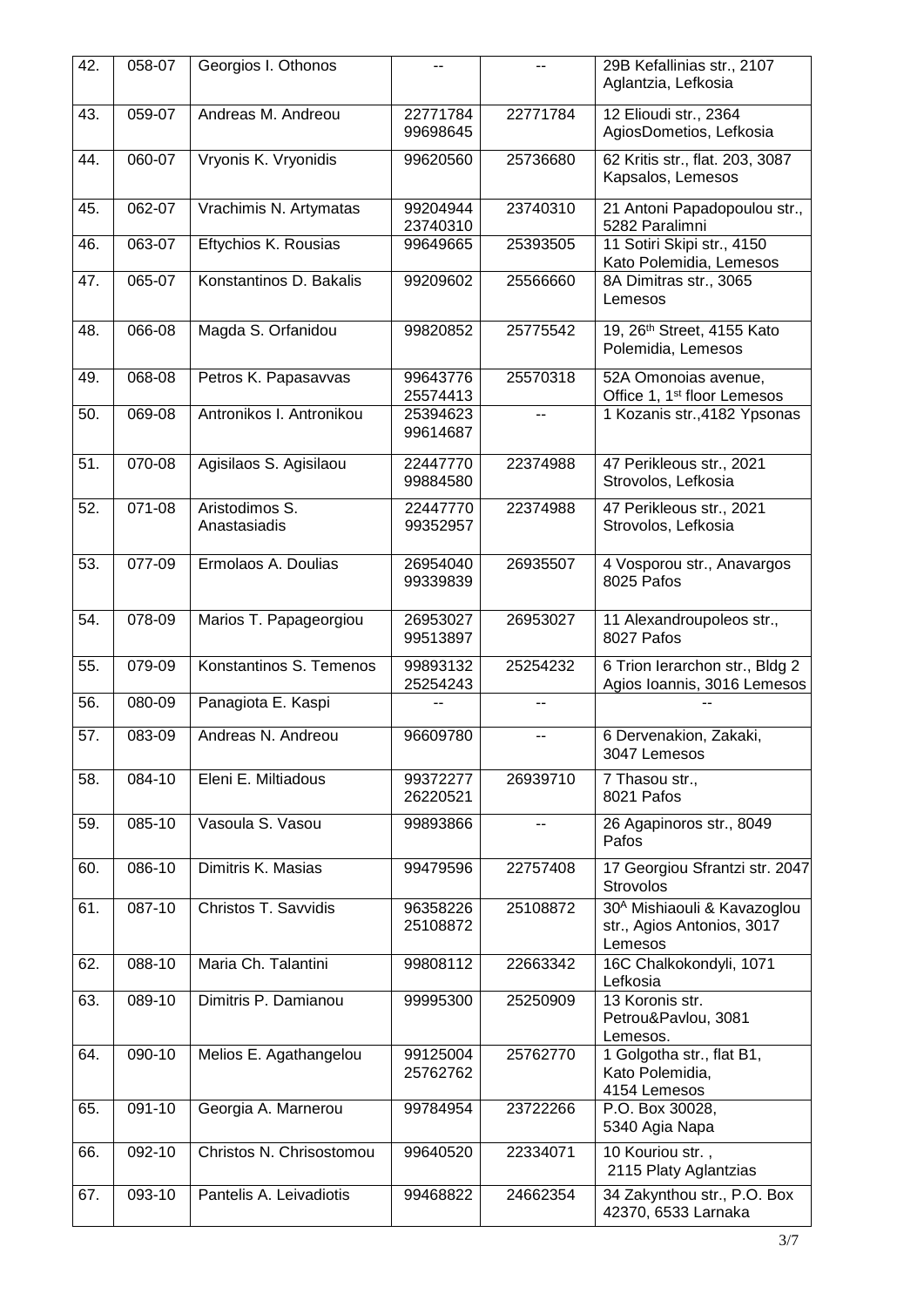| 42. | 058-07 | Georgios I. Othonos | -- | -- | 29B Kefallinias str., 2107 Aglantzia, Lefkosia |
|---|---|---|---|---|---|
| 43. | 059-07 | Andreas M. Andreou | 22771784 99698645 | 22771784 | 12 Elioudi str., 2364 AgiosDometios, Lefkosia |
| 44. | 060-07 | Vryonis K. Vryonidis | 99620560 | 25736680 | 62 Kritis str., flat. 203, 3087 Kapsalos, Lemesos |
| 45. | 062-07 | Vrachimis N. Artymatas | 99204944 23740310 | 23740310 | 21 Antoni Papadopoulou str., 5282 Paralimni |
| 46. | 063-07 | Eftychios K. Rousias | 99649665 | 25393505 | 11 Sotiri Skipi str., 4150 Kato Polemidia, Lemesos |
| 47. | 065-07 | Konstantinos D. Bakalis | 99209602 | 25566660 | 8A Dimitras str., 3065 Lemesos |
| 48. | 066-08 | Magda S. Orfanidou | 99820852 | 25775542 | 19, 26th Street, 4155 Kato Polemidia, Lemesos |
| 49. | 068-08 | Petros K. Papasavvas | 99643776 25574413 | 25570318 | 52A Omonoias avenue, Office 1, 1st floor Lemesos |
| 50. | 069-08 | Antronikos I. Antronikou | 25394623 99614687 | -- | 1 Kozanis str.,4182 Ypsonas |
| 51. | 070-08 | Agisilaos S. Agisilaou | 22447770 99884580 | 22374988 | 47 Perikleous str., 2021 Strovolos, Lefkosia |
| 52. | 071-08 | Aristodimos S. Anastasiadis | 22447770 99352957 | 22374988 | 47 Perikleous str., 2021 Strovolos, Lefkosia |
| 53. | 077-09 | Ermolaos A. Doulias | 26954040 99339839 | 26935507 | 4 Vosporou str., Anavargos 8025 Pafos |
| 54. | 078-09 | Marios T. Papageorgiou | 26953027 99513897 | 26953027 | 11 Alexandroupoleos str., 8027 Pafos |
| 55. | 079-09 | Konstantinos S. Temenos | 99893132 25254243 | 25254232 | 6 Trion Ierarchon str., Bldg 2 Agios Ioannis, 3016 Lemesos |
| 56. | 080-09 | Panagiota E. Kaspi | -- | -- | -- |
| 57. | 083-09 | Andreas N. Andreou | 96609780 | -- | 6 Dervenakion, Zakaki, 3047 Lemesos |
| 58. | 084-10 | Eleni E. Miltiadous | 99372277 26220521 | 26939710 | 7 Thasou str., 8021 Pafos |
| 59. | 085-10 | Vasoula S. Vasou | 99893866 | -- | 26 Agapinoros str., 8049 Pafos |
| 60. | 086-10 | Dimitris K. Masias | 99479596 | 22757408 | 17 Georgiou Sfrantzi str. 2047 Strovolos |
| 61. | 087-10 | Christos T. Savvidis | 96358226 25108872 | 25108872 | 30A Mishiaouli & Kavazoglou str., Agios Antonios, 3017 Lemesos |
| 62. | 088-10 | Maria Ch. Talantini | 99808112 | 22663342 | 16C Chalkokondyli, 1071 Lefkosia |
| 63. | 089-10 | Dimitris P. Damianou | 99995300 | 25250909 | 13 Koronis str. Petrou&Pavlou, 3081 Lemesos. |
| 64. | 090-10 | Melios E. Agathangelou | 99125004 25762762 | 25762770 | 1 Golgotha str., flat B1, Kato Polemidia, 4154 Lemesos |
| 65. | 091-10 | Georgia A. Marnerou | 99784954 | 23722266 | P.O. Box 30028, 5340 Agia Napa |
| 66. | 092-10 | Christos N. Chrisostomou | 99640520 | 22334071 | 10 Kouriou str. , 2115 Platy Aglantzias |
| 67. | 093-10 | Pantelis A. Leivadiotis | 99468822 | 24662354 | 34 Zakynthou str., P.O. Box 42370, 6533 Larnaka |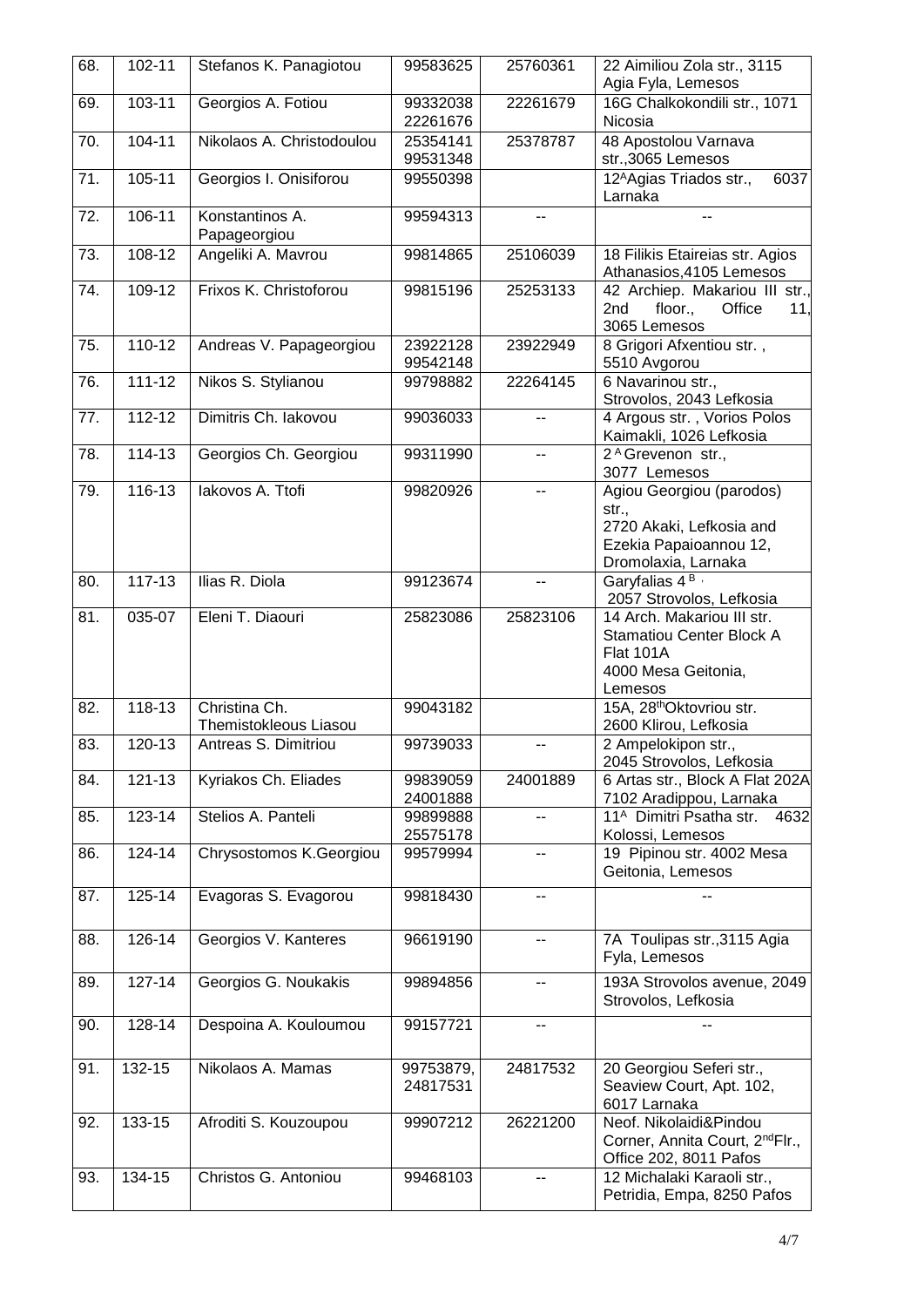| 68. | 102-11 | Stefanos K. Panagiotou | 99583625 | 25760361 | 22 Aimiliou Zola str., 3115 Agia Fyla, Lemesos |
|---|---|---|---|---|---|
| 69. | 103-11 | Georgios A. Fotiou | 99332038 22261676 | 22261679 | 16G Chalkokondili str., 1071 Nicosia |
| 70. | 104-11 | Nikolaos A. Christodoulou | 25354141 99531348 | 25378787 | 48 Apostolou Varnava str.,3065 Lemesos |
| 71. | 105-11 | Georgios I. Onisiforou | 99550398 | | 12[A]Agias Triados str., 6037 Larnaka |
| 72. | 106-11 | Konstantinos A. Papageorgiou | 99594313 | -- | -- |
| 73. | 108-12 | Angeliki A. Mavrou | 99814865 | 25106039 | 18 Filikis Etaireias str. Agios Athanasios,4105 Lemesos |
| 74. | 109-12 | Frixos K. Christoforou | 99815196 | 25253133 | 42 Archiep. Makariou III str., 2nd floor., Office 11, 3065 Lemesos |
| 75. | 110-12 | Andreas V. Papageorgiou | 23922128 99542148 | 23922949 | 8 Grigori Afxentiou str. , 5510 Avgorou |
| 76. | 111-12 | Nikos S. Stylianou | 99798882 | 22264145 | 6 Navarinou str., Strovolos, 2043 Lefkosia |
| 77. | 112-12 | Dimitris Ch. Iakovou | 99036033 | -- | 4 Argous str. , Vorios Polos Kaimakli, 1026 Lefkosia |
| 78. | 114-13 | Georgios Ch. Georgiou | 99311990 | -- | 2[A] Grevenon str., 3077 Lemesos |
| 79. | 116-13 | Iakovos A. Ttofi | 99820926 | -- | Agiou Georgiou (parodos) str., 2720 Akaki, Lefkosia and Ezekia Papaioannou 12, Dromolaxia, Larnaka |
| 80. | 117-13 | Ilias R. Diola | 99123674 | -- | Garyfalias 4[B], 2057 Strovolos, Lefkosia |
| 81. | 035-07 | Eleni T. Diaouri | 25823086 | 25823106 | 14 Arch. Makariou III str. Stamatiou Center Block A Flat 101A 4000 Mesa Geitonia, Lemesos |
| 82. | 118-13 | Christina Ch. Themistokleous Liasou | 99043182 | | 15A, 28[th]Oktovriou str. 2600 Klirou, Lefkosia |
| 83. | 120-13 | Antreas S. Dimitriou | 99739033 | -- | 2 Ampelokipon str., 2045 Strovolos, Lefkosia |
| 84. | 121-13 | Kyriakos Ch. Eliades | 99839059 24001888 | 24001889 | 6 Artas str., Block A Flat 202A 7102 Aradippou, Larnaka |
| 85. | 123-14 | Stelios A. Panteli | 99899888 25575178 | -- | 11[A] Dimitri Psatha str. 4632 Kolossi, Lemesos |
| 86. | 124-14 | Chrysostomos K.Georgiou | 99579994 | -- | 19 Pipinou str. 4002 Mesa Geitonia, Lemesos |
| 87. | 125-14 | Evagoras S. Evagorou | 99818430 | -- | -- |
| 88. | 126-14 | Georgios V. Kanteres | 96619190 | -- | 7A Toulipas str.,3115 Agia Fyla, Lemesos |
| 89. | 127-14 | Georgios G. Noukakis | 99894856 | -- | 193A Strovolos avenue, 2049 Strovolos, Lefkosia |
| 90. | 128-14 | Despoina A. Kouloumou | 99157721 | -- | -- |
| 91. | 132-15 | Nikolaos A. Mamas | 99753879, 24817531 | 24817532 | 20 Georgiou Seferi str., Seaview Court, Apt. 102, 6017 Larnaka |
| 92. | 133-15 | Afroditi S. Kouzoupou | 99907212 | 26221200 | Neof. Nikolaidi&Pindou Corner, Annita Court, 2[nd]Flr., Office 202, 8011 Pafos |
| 93. | 134-15 | Christos G. Antoniou | 99468103 | -- | 12 Michalaki Karaoli str., Petridia, Empa, 8250 Pafos |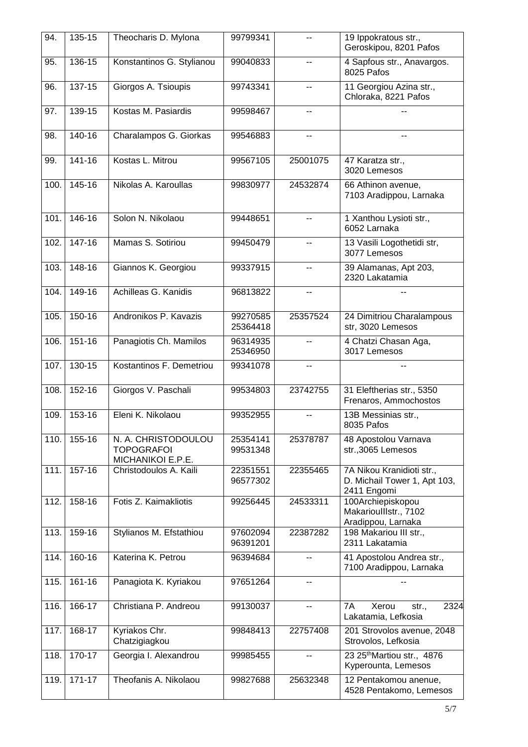| 94. | 135-15 | Theocharis D. Mylona | 99799341 | -- | 19 Ippokratous str., Geroskipou, 8201 Pafos |
|---|---|---|---|---|---|
| 95. | 136-15 | Konstantinos G. Stylianou | 99040833 | -- | 4 Sapfous str., Anavargos. 8025 Pafos |
| 96. | 137-15 | Giorgos A. Tsioupis | 99743341 | -- | 11 Georgiou Azina str., Chloraka, 8221 Pafos |
| 97. | 139-15 | Kostas M. Pasiardis | 99598467 | -- | -- |
| 98. | 140-16 | Charalampos G. Giorkas | 99546883 | -- | -- |
| 99. | 141-16 | Kostas L. Mitrou | 99567105 | 25001075 | 47 Karatza str., 3020 Lemesos |
| 100. | 145-16 | Nikolas A. Karoullas | 99830977 | 24532874 | 66 Athinon avenue, 7103 Aradippou, Larnaka |
| 101. | 146-16 | Solon N. Nikolaou | 99448651 | -- | 1 Xanthou Lysioti str., 6052 Larnaka |
| 102. | 147-16 | Mamas S. Sotiriou | 99450479 | -- | 13 Vasili Logothetidi str, 3077 Lemesos |
| 103. | 148-16 | Giannos K. Georgiou | 99337915 | -- | 39 Alamanas, Apt 203, 2320 Lakatamia |
| 104. | 149-16 | Achilleas G. Kanidis | 96813822 | -- | -- |
| 105. | 150-16 | Andronikos P. Kavazis | 99270585 25364418 | 25357524 | 24 Dimitriou Charalampous str, 3020 Lemesos |
| 106. | 151-16 | Panagiotis Ch. Mamilos | 96314935 25346950 | -- | 4 Chatzi Chasan Aga, 3017 Lemesos |
| 107. | 130-15 | Kostantinos F. Demetriou | 99341078 | -- | -- |
| 108. | 152-16 | Giorgos V. Paschali | 99534803 | 23742755 | 31 Eleftherias str., 5350 Frenaros, Ammochostos |
| 109. | 153-16 | Eleni K. Nikolaou | 99352955 | -- | 13B Messinias str., 8035 Pafos |
| 110. | 155-16 | N. A. CHRISTODOULOU TOPOGRAFOI MICHANIKOI E.P.E. | 25354141 99531348 | 25378787 | 48 Apostolou Varnava str.,3065 Lemesos |
| 111. | 157-16 | Christodoulos A. Kaili | 22351551 96577302 | 22355465 | 7A Nikou Kranidioti str., D. Michail Tower 1, Apt 103, 2411 Engomi |
| 112. | 158-16 | Fotis Z. Kaimakliotis | 99256445 | 24533311 | 100Archiepiskopou MakarioulIIstr., 7102 Aradippou, Larnaka |
| 113. | 159-16 | Stylianos M. Efstathiou | 97602094 96391201 | 22387282 | 198 Makariou III str., 2311 Lakatamia |
| 114. | 160-16 | Katerina K. Petrou | 96394684 | -- | 41 Apostolou Andrea str., 7100 Aradippou, Larnaka |
| 115. | 161-16 | Panagiota K. Kyriakou | 97651264 | -- | -- |
| 116. | 166-17 | Christiana P. Andreou | 99130037 | -- | 7A Xerou str., 2324 Lakatamia, Lefkosia |
| 117. | 168-17 | Kyriakos Chr. Chatzigiagkou | 99848413 | 22757408 | 201 Strovolos avenue, 2048 Strovolos, Lefkosia |
| 118. | 170-17 | Georgia I. Alexandrou | 99985455 | -- | 23 25thMartiou str., 4876 Kyperounta, Lemesos |
| 119. | 171-17 | Theofanis A. Nikolaou | 99827688 | 25632348 | 12 Pentakomou anenue, 4528 Pentakomo, Lemesos |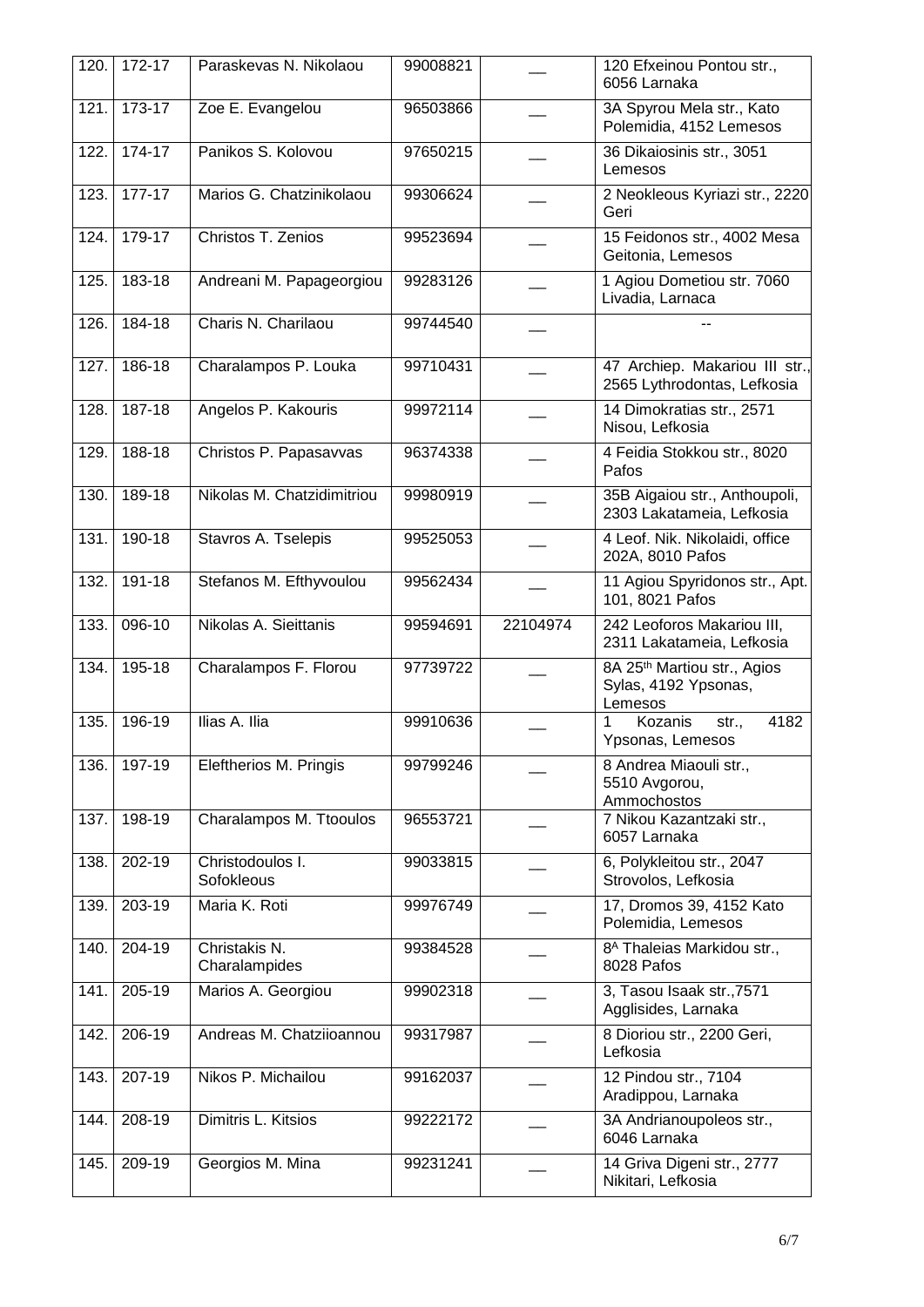| 120. | 172-17 | Paraskevas N. Nikolaou | 99008821 | __ | 120 Efxeinou Pontou str., 6056 Larnaka |
|---|---|---|---|---|---|
| 121. | 173-17 | Zoe E. Evangelou | 96503866 | __ | 3A Spyrou Mela str., Kato Polemidia, 4152 Lemesos |
| 122. | 174-17 | Panikos S. Kolovou | 97650215 | __ | 36 Dikaiosinis str., 3051 Lemesos |
| 123. | 177-17 | Marios G. Chatzinikolaou | 99306624 | __ | 2 Neokleous Kyriazi str., 2220 Geri |
| 124. | 179-17 | Christos T. Zenios | 99523694 | __ | 15 Feidonos str., 4002 Mesa Geitonia, Lemesos |
| 125. | 183-18 | Andreani M. Papageorgiou | 99283126 | __ | 1 Agiou Dometiou str. 7060 Livadia, Larnaca |
| 126. | 184-18 | Charis N. Charilaou | 99744540 | __ | -- |
| 127. | 186-18 | Charalampos P. Louka | 99710431 | __ | 47 Archiep. Makariou III str., 2565 Lythrodontas, Lefkosia |
| 128. | 187-18 | Angelos P. Kakouris | 99972114 | __ | 14 Dimokratias str., 2571 Nisou, Lefkosia |
| 129. | 188-18 | Christos P. Papasavvas | 96374338 | __ | 4 Feidia Stokkou str., 8020 Pafos |
| 130. | 189-18 | Nikolas M. Chatzidimitriou | 99980919 | __ | 35B Aigaiou str., Anthoupoli, 2303 Lakatameia, Lefkosia |
| 131. | 190-18 | Stavros A. Tselepis | 99525053 | __ | 4 Leof. Nik. Nikolaidi, office 202A, 8010 Pafos |
| 132. | 191-18 | Stefanos M. Efthyvoulou | 99562434 | __ | 11 Agiou Spyridonos str., Apt. 101, 8021 Pafos |
| 133. | 096-10 | Nikolas A. Sieittanis | 99594691 | 22104974 | 242 Leoforos Makariou III, 2311 Lakatameia, Lefkosia |
| 134. | 195-18 | Charalampos F. Florou | 97739722 | __ | 8A 25th Martiou str., Agios Sylas, 4192 Ypsonas, Lemesos |
| 135. | 196-19 | Ilias A. Ilia | 99910636 | __ | 1 Kozanis str., 4182 Ypsonas, Lemesos |
| 136. | 197-19 | Eleftherios M. Pringis | 99799246 | __ | 8 Andrea Miaouli str., 5510 Avgorou, Ammochostos |
| 137. | 198-19 | Charalampos M. Ttooulos | 96553721 | __ | 7 Nikou Kazantzaki str., 6057 Larnaka |
| 138. | 202-19 | Christodoulos I. Sofokleous | 99033815 | __ | 6, Polykleitou str., 2047 Strovolos, Lefkosia |
| 139. | 203-19 | Maria K. Roti | 99976749 | __ | 17, Dromos 39, 4152 Kato Polemidia, Lemesos |
| 140. | 204-19 | Christakis N. Charalampides | 99384528 | __ | 8A Thaleias Markidou str., 8028 Pafos |
| 141. | 205-19 | Marios A. Georgiou | 99902318 | __ | 3, Tasou Isaak str.,7571 Agglisides, Larnaka |
| 142. | 206-19 | Andreas M. Chatziioannou | 99317987 | __ | 8 Dioriou str., 2200 Geri, Lefkosia |
| 143. | 207-19 | Nikos P. Michailou | 99162037 | __ | 12 Pindou str., 7104 Aradippou, Larnaka |
| 144. | 208-19 | Dimitris L. Kitsios | 99222172 | __ | 3A Andrianoupoleos str., 6046 Larnaka |
| 145. | 209-19 | Georgios M. Mina | 99231241 | __ | 14 Griva Digeni str., 2777 Nikitari, Lefkosia |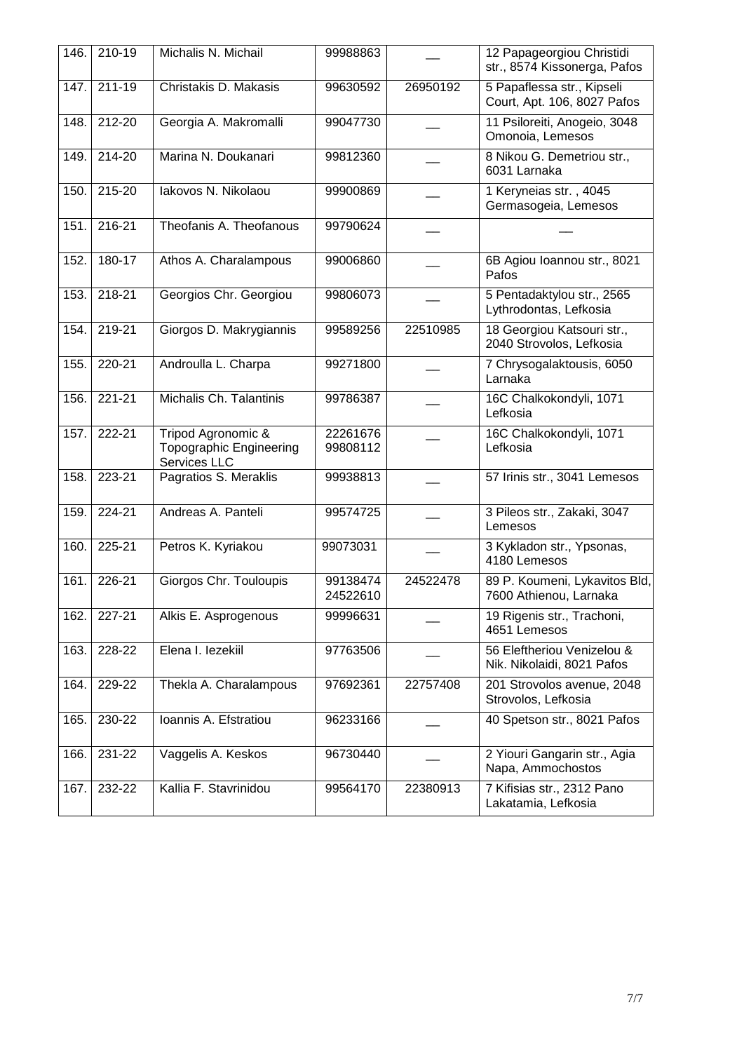| | | | | | |
|---|---|---|---|---|---|
| 146. | 210-19 | Michalis N. Michail | 99988863 | __ | 12 Papageorgiou Christidi str., 8574 Kissonerga, Pafos |
| 147. | 211-19 | Christakis D. Makasis | 99630592 | 26950192 | 5 Papaflessa str., Kipseli Court, Apt. 106, 8027 Pafos |
| 148. | 212-20 | Georgia A. Makromalli | 99047730 | __ | 11 Psiloreiti, Anogeio, 3048 Omonoia, Lemesos |
| 149. | 214-20 | Marina N. Doukanari | 99812360 | __ | 8 Nikou G. Demetriou str., 6031 Larnaka |
| 150. | 215-20 | Iakovos N. Nikolaou | 99900869 | __ | 1 Keryneias str. , 4045 Germasogeia, Lemesos |
| 151. | 216-21 | Theofanis A. Theofanous | 99790624 | __ | __ |
| 152. | 180-17 | Athos A. Charalampous | 99006860 | __ | 6B Agiou Ioannou str., 8021 Pafos |
| 153. | 218-21 | Georgios Chr. Georgiou | 99806073 | __ | 5 Pentadaktylou str., 2565 Lythrodontas, Lefkosia |
| 154. | 219-21 | Giorgos D. Makrygiannis | 99589256 | 22510985 | 18 Georgiou Katsouri str., 2040 Strovolos, Lefkosia |
| 155. | 220-21 | Androulla L. Charpa | 99271800 | __ | 7 Chrysogalaktousis, 6050 Larnaka |
| 156. | 221-21 | Michalis Ch. Talantinis | 99786387 | __ | 16C Chalkokondyli, 1071 Lefkosia |
| 157. | 222-21 | Tripod Agronomic & Topographic Engineering Services LLC | 22261676 99808112 | __ | 16C Chalkokondyli, 1071 Lefkosia |
| 158. | 223-21 | Pagratios S. Meraklis | 99938813 | __ | 57 Irinis str., 3041 Lemesos |
| 159. | 224-21 | Andreas A. Panteli | 99574725 | __ | 3 Pileos str., Zakaki, 3047 Lemesos |
| 160. | 225-21 | Petros K. Kyriakou | 99073031 | __ | 3 Kykladon str., Ypsonas, 4180 Lemesos |
| 161. | 226-21 | Giorgos Chr. Touloupis | 99138474 24522610 | 24522478 | 89 P. Koumeni, Lykavitos Bld, 7600 Athienou, Larnaka |
| 162. | 227-21 | Alkis E. Asprogenous | 99996631 | __ | 19 Rigenis str., Trachoni, 4651 Lemesos |
| 163. | 228-22 | Elena I. Iezekiil | 97763506 | __ | 56 Eleftheriou Venizelou & Nik. Nikolaidi, 8021 Pafos |
| 164. | 229-22 | Thekla A. Charalampous | 97692361 | 22757408 | 201 Strovolos avenue, 2048 Strovolos, Lefkosia |
| 165. | 230-22 | Ioannis A. Efstratiou | 96233166 | __ | 40 Spetson str., 8021 Pafos |
| 166. | 231-22 | Vaggelis A. Keskos | 96730440 | __ | 2 Yiouri Gangarin str., Agia Napa, Ammochostos |
| 167. | 232-22 | Kallia F. Stavrinidou | 99564170 | 22380913 | 7 Kifisias str., 2312 Pano Lakatamia, Lefkosia |